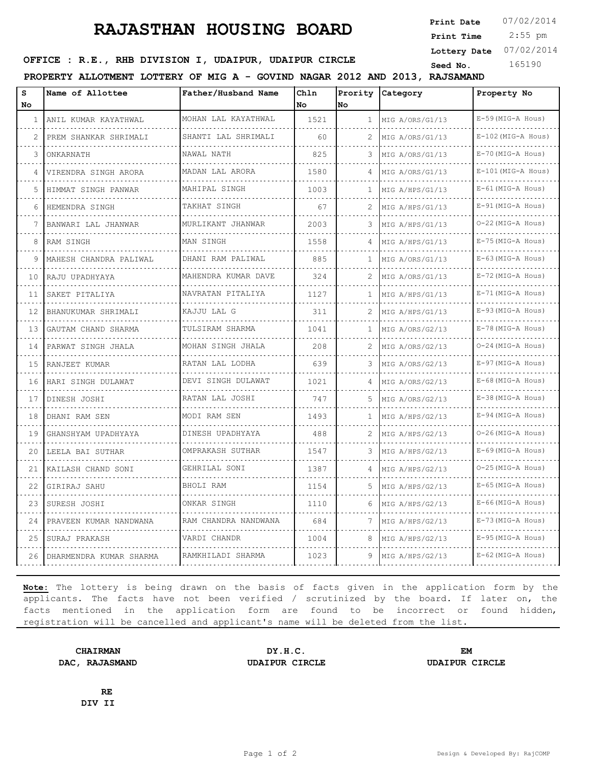# RAJASTHAN HOUSING BOARD

**Print Date** 07/02/2014
**Print Time** 2:55 pm
**Lottery Date** 07/02/2014
**Seed No.** 165190

**OFFICE : R.E., RHB DIVISION I, UDAIPUR, UDAIPUR CIRCLE**

**PROPERTY ALLOTMENT LOTTERY OF MIG A - GOVIND NAGAR 2012 AND 2013, RAJSAMAND**

| S No | Name of Allottee | Father/Husband Name | Chln No | Prority No | Category | Property No |
|---|---|---|---|---|---|---|
| 1 | ANIL KUMAR KAYATHWAL | MOHAN LAL KAYATHWAL | 1521 | 1 | MIG A/ORS/G1/13 | E-59(MIG-A Hous) |
| 2 | PREM SHANKAR SHRIMALI | SHANTI LAL SHRIMALI | 60 | 2 | MIG A/ORS/G1/13 | E-102(MIG-A Hous) |
| 3 | ONKARNATH | NAWAL NATH | 825 | 3 | MIG A/ORS/G1/13 | E-70(MIG-A Hous) |
| 4 | VIRENDRA SINGH ARORA | MADAN LAL ARORA | 1580 | 4 | MIG A/ORS/G1/13 | E-101(MIG-A Hous) |
| 5 | HIMMAT SINGH PANWAR | MAHIPAL SINGH | 1003 | 1 | MIG A/HPS/G1/13 | E-61(MIG-A Hous) |
| 6 | HEMENDRA SINGH | TAKHAT SINGH | 67 | 2 | MIG A/HPS/G1/13 | E-91(MIG-A Hous) |
| 7 | BANWARI LAL JHANWAR | MURLIKANT JHANWAR | 2003 | 3 | MIG A/HPS/G1/13 | O-22(MIG-A Hous) |
| 8 | RAM SINGH | MAN SINGH | 1558 | 4 | MIG A/HPS/G1/13 | E-75(MIG-A Hous) |
| 9 | MAHESH CHANDRA PALIWAL | DHANI RAM PALIWAL | 885 | 1 | MIG A/ORS/G1/13 | E-63(MIG-A Hous) |
| 10 | RAJU UPADHYAYA | MAHENDRA KUMAR DAVE | 324 | 2 | MIG A/ORS/G1/13 | E-72(MIG-A Hous) |
| 11 | SAKET PITALIYA | NAVRATAN PITALIYA | 1127 | 1 | MIG A/HPS/G1/13 | E-71(MIG-A Hous) |
| 12 | BHANUKUMAR SHRIMALI | KAJJU LAL G | 311 | 2 | MIG A/HPS/G1/13 | E-93(MIG-A Hous) |
| 13 | GAUTAM CHAND SHARMA | TULSIRAM SHARMA | 1041 | 1 | MIG A/ORS/G2/13 | E-78(MIG-A Hous) |
| 14 | PARWAT SINGH JHALA | MOHAN SINGH JHALA | 208 | 2 | MIG A/ORS/G2/13 | O-24(MIG-A Hous) |
| 15 | RANJEET KUMAR | RATAN LAL LODHA | 639 | 3 | MIG A/ORS/G2/13 | E-97(MIG-A Hous) |
| 16 | HARI SINGH DULAWAT | DEVI SINGH DULAWAT | 1021 | 4 | MIG A/ORS/G2/13 | E-68(MIG-A Hous) |
| 17 | DINESH JOSHI | RATAN LAL JOSHI | 747 | 5 | MIG A/ORS/G2/13 | E-38(MIG-A Hous) |
| 18 | DHANI RAM SEN | MODI RAM SEN | 1493 | 1 | MIG A/HPS/G2/13 | E-94(MIG-A Hous) |
| 19 | GHANSHYAM UPADHYAYA | DINESH UPADHYAYA | 488 | 2 | MIG A/HPS/G2/13 | O-26(MIG-A Hous) |
| 20 | LEELA BAI SUTHAR | OMPRAKASH SUTHAR | 1547 | 3 | MIG A/HPS/G2/13 | E-69(MIG-A Hous) |
| 21 | KAILASH CHAND SONI | GEHRILAL SONI | 1387 | 4 | MIG A/HPS/G2/13 | O-25(MIG-A Hous) |
| 22 | GIRIRAJ SAHU | BHOLI RAM | 1154 | 5 | MIG A/HPS/G2/13 | E-65(MIG-A Hous) |
| 23 | SURESH JOSHI | ONKAR SINGH | 1110 | 6 | MIG A/HPS/G2/13 | E-66(MIG-A Hous) |
| 24 | PRAVEEN KUMAR NANDWANA | RAM CHANDRA NANDWANA | 684 | 7 | MIG A/HPS/G2/13 | E-73(MIG-A Hous) |
| 25 | SURAJ PRAKASH | VARDI CHANDR | 1004 | 8 | MIG A/HPS/G2/13 | E-95(MIG-A Hous) |
| 26 | DHARMENDRA KUMAR SHARMA | RAMKHILADI SHARMA | 1023 | 9 | MIG A/HPS/G2/13 | E-62(MIG-A Hous) |

**Note:** The lottery is being drawn on the basis of facts given in the application form by the applicants. The facts have not been verified / scrutinized by the board. If later on, the facts mentioned in the application form are found to be incorrect or found hidden, registration will be cancelled and applicant's name will be deleted from the list.

**CHAIRMAN**
**DAC, RAJASMAND**

**DY.H.C.**
**UDAIPUR CIRCLE**

**EM**
**UDAIPUR CIRCLE**

**RE**
**DIV II**

Design & Developed By: RajCOMP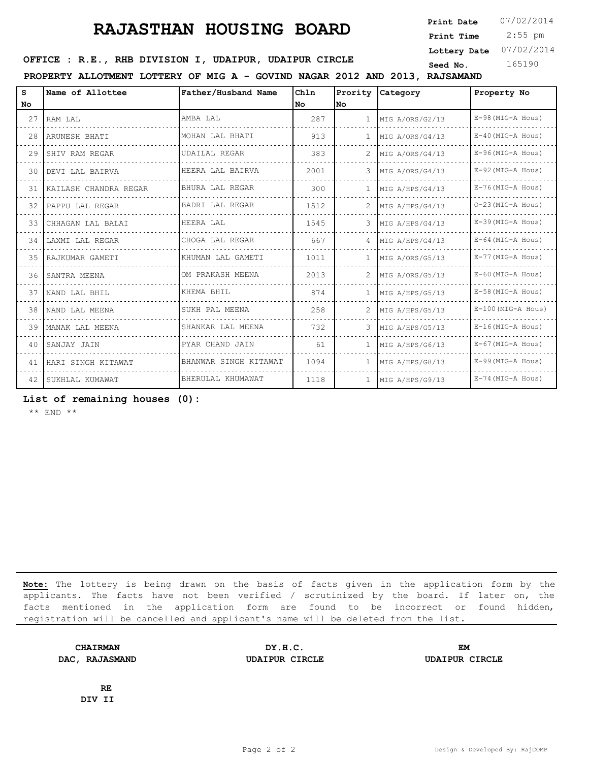# RAJASTHAN HOUSING BOARD

**Print Date** 07/02/2014
**Print Time** 2:55 pm
**Lottery Date** 07/02/2014
**Seed No.** 165190

**OFFICE : R.E., RHB DIVISION I, UDAIPUR, UDAIPUR CIRCLE**

**PROPERTY ALLOTMENT LOTTERY OF MIG A - GOVIND NAGAR 2012 AND 2013, RAJSAMAND**

| S No | Name of Allottee | Father/Husband Name | Chln No | Prority No | Category | Property No |
|---|---|---|---|---|---|---|
| 27 | RAM LAL | AMBA LAL | 287 | 1 | MIG A/ORS/G2/13 | E-98(MIG-A Hous) |
| 28 | ARUNESH BHATI | MOHAN LAL BHATI | 913 | 1 | MIG A/ORS/G4/13 | E-40(MIG-A Hous) |
| 29 | SHIV RAM REGAR | UDAILAL REGAR | 383 | 2 | MIG A/ORS/G4/13 | E-96(MIG-A Hous) |
| 30 | DEVI LAL BAIRVA | HEERA LAL BAIRVA | 2001 | 3 | MIG A/ORS/G4/13 | E-92(MIG-A Hous) |
| 31 | KAILASH CHANDRA REGAR | BHURA LAL REGAR | 300 | 1 | MIG A/HPS/G4/13 | E-76(MIG-A Hous) |
| 32 | PAPPU LAL REGAR | BADRI LAL REGAR | 1512 | 2 | MIG A/HPS/G4/13 | O-23(MIG-A Hous) |
| 33 | CHHAGAN LAL BALAI | HEERA LAL | 1545 | 3 | MIG A/HPS/G4/13 | E-39(MIG-A Hous) |
| 34 | LAXMI LAL REGAR | CHOGA LAL REGAR | 667 | 4 | MIG A/HPS/G4/13 | E-64(MIG-A Hous) |
| 35 | RAJKUMAR GAMETI | KHUMAN LAL GAMETI | 1011 | 1 | MIG A/ORS/G5/13 | E-77(MIG-A Hous) |
| 36 | SANTRA MEENA | OM PRAKASH MEENA | 2013 | 2 | MIG A/ORS/G5/13 | E-60(MIG-A Hous) |
| 37 | NAND LAL BHIL | KHEMA BHIL | 874 | 1 | MIG A/HPS/G5/13 | E-58(MIG-A Hous) |
| 38 | NAND LAL MEENA | SUKH PAL MEENA | 258 | 2 | MIG A/HPS/G5/13 | E-100(MIG-A Hous) |
| 39 | MANAK LAL MEENA | SHANKAR LAL MEENA | 732 | 3 | MIG A/HPS/G5/13 | E-16(MIG-A Hous) |
| 40 | SANJAY JAIN | PYAR CHAND JAIN | 61 | 1 | MIG A/HPS/G6/13 | E-67(MIG-A Hous) |
| 41 | HARI SINGH KITAWAT | BHANWAR SINGH KITAWAT | 1094 | 1 | MIG A/HPS/G8/13 | E-99(MIG-A Hous) |
| 42 | SUKHLAL KUMAWAT | BHERULAL KHUMAWAT | 1118 | 1 | MIG A/HPS/G9/13 | E-74(MIG-A Hous) |

**List of remaining houses (0):**

** END **

**Note:** The lottery is being drawn on the basis of facts given in the application form by the applicants. The facts have not been verified / scrutinized by the board. If later on, the facts mentioned in the application form are found to be incorrect or found hidden, registration will be cancelled and applicant's name will be deleted from the list.

**CHAIRMAN**
**DAC, RAJASMAND**

**DY.H.C.**
**UDAIPUR CIRCLE**

**EM**
**UDAIPUR CIRCLE**

**RE**
**DIV II**